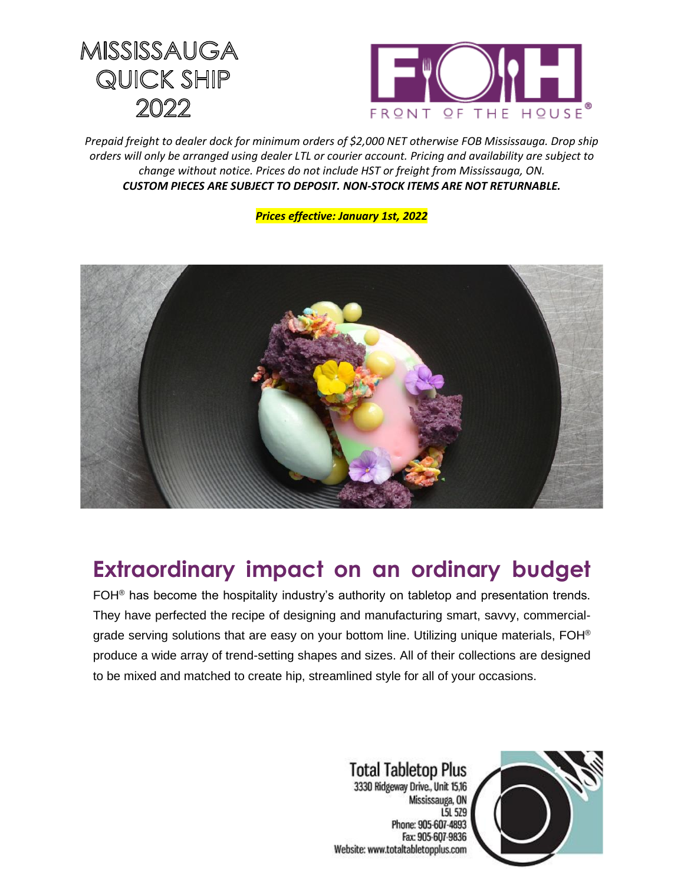# MISSISSAUGA QUICK SHIP 2022

FRONT OF THE HOUSE®

*Prepaid freight to dealer dock for minimum orders of $2,000 NET otherwise FOB Mississauga. Drop ship orders will only be arranged using dealer LTL or courier account. Pricing and availability are subject to change without notice. Prices do not include HST or freight from Mississauga, ON.*
***CUSTOM PIECES ARE SUBJECT TO DEPOSIT. NON-STOCK ITEMS ARE NOT RETURNABLE.***

***Prices effective: January 1st, 2022***

## Extraordinary impact on an ordinary budget

FOH® has become the hospitality industry's authority on tabletop and presentation trends. They have perfected the recipe of designing and manufacturing smart, savvy, commercial-grade serving solutions that are easy on your bottom line. Utilizing unique materials, FOH® produce a wide array of trend-setting shapes and sizes. All of their collections are designed to be mixed and matched to create hip, streamlined style for all of your occasions.

Total Tabletop Plus
3330 Ridgeway Drive., Unit 15,16
Mississauga, ON
L5L 5Z9
Phone: 905-607-4893
Fax: 905-607-9836
Website: www.totaltabletopplus.com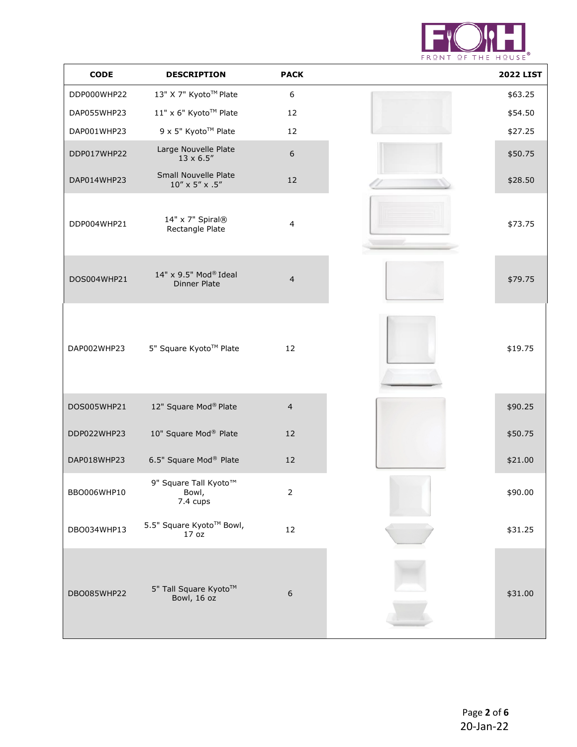| CODE | DESCRIPTION | PACK | | 2022 LIST |
|---|---|---|---|---|
| DDP000WHP22 | 13" X 7" Kyoto™ Plate | 6 | | $63.25 |
| DAP055WHP23 | 11" x 6" Kyoto™ Plate | 12 | | $54.50 |
| DAP001WHP23 | 9 x 5" Kyoto™ Plate | 12 | | $27.25 |
| DDP017WHP22 | Large Nouvelle Plate 13 x 6.5" | 6 | | $50.75 |
| DAP014WHP23 | Small Nouvelle Plate 10" x 5" x .5" | 12 | | $28.50 |
| DDP004WHP21 | 14" x 7" Spiral® Rectangle Plate | 4 | | $73.75 |
| DOS004WHP21 | 14" x 9.5" Mod® Ideal Dinner Plate | 4 | | $79.75 |
| DAP002WHP23 | 5" Square Kyoto™ Plate | 12 | | $19.75 |
| DOS005WHP21 | 12" Square Mod® Plate | 4 | | $90.25 |
| DDP022WHP23 | 10" Square Mod® Plate | 12 | | $50.75 |
| DAP018WHP23 | 6.5" Square Mod® Plate | 12 | | $21.00 |
| BBO006WHP10 | 9" Square Tall Kyoto™ Bowl, 7.4 cups | 2 | | $90.00 |
| DBO034WHP13 | 5.5" Square Kyoto™ Bowl, 17 oz | 12 | | $31.25 |
| DBO085WHP22 | 5" Tall Square Kyoto™ Bowl, 16 oz | 6 | | $31.00 |

20-Jan-22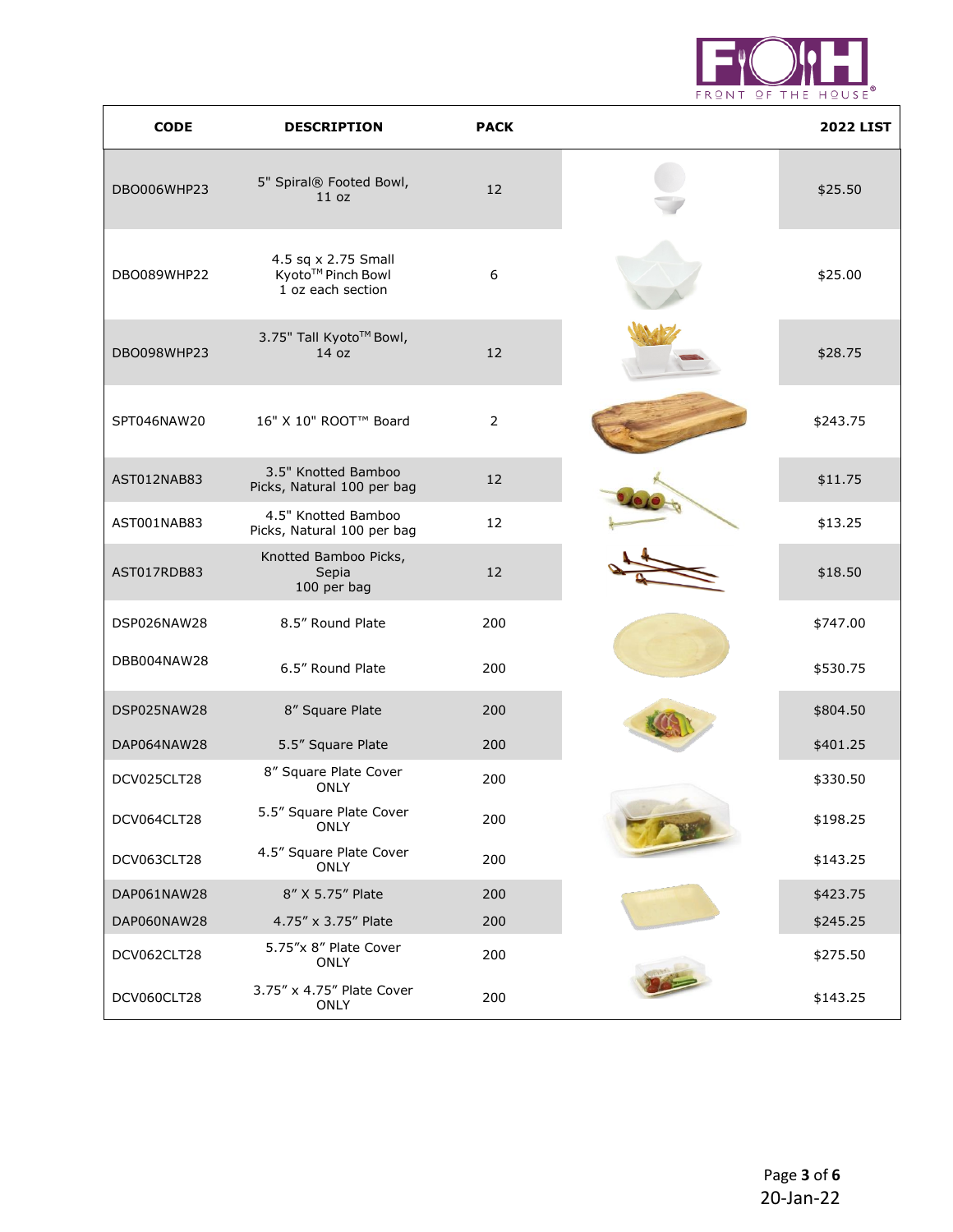| CODE | DESCRIPTION | PACK | | 2022 LIST |
|---|---|---|---|---|
| DBO006WHP23 | 5" Spiral® Footed Bowl, 11 oz | 12 | | $25.50 |
| DBO089WHP22 | 4.5 sq x 2.75 Small Kyoto™ Pinch Bowl 1 oz each section | 6 | | $25.00 |
| DBO098WHP23 | 3.75" Tall Kyoto™ Bowl, 14 oz | 12 | | $28.75 |
| SPT046NAW20 | 16" X 10" ROOT™ Board | 2 | | $243.75 |
| AST012NAB83 | 3.5" Knotted Bamboo Picks, Natural 100 per bag | 12 | | $11.75 |
| AST001NAB83 | 4.5" Knotted Bamboo Picks, Natural 100 per bag | 12 | | $13.25 |
| AST017RDB83 | Knotted Bamboo Picks, Sepia 100 per bag | 12 | | $18.50 |
| DSP026NAW28 | 8.5" Round Plate | 200 | | $747.00 |
| DBB004NAW28 | 6.5" Round Plate | 200 | | $530.75 |
| DSP025NAW28 | 8" Square Plate | 200 | | $804.50 |
| DAP064NAW28 | 5.5" Square Plate | 200 | | $401.25 |
| DCV025CLT28 | 8" Square Plate Cover ONLY | 200 | | $330.50 |
| DCV064CLT28 | 5.5" Square Plate Cover ONLY | 200 | | $198.25 |
| DCV063CLT28 | 4.5" Square Plate Cover ONLY | 200 | | $143.25 |
| DAP061NAW28 | 8" X 5.75" Plate | 200 | | $423.75 |
| DAP060NAW28 | 4.75" x 3.75" Plate | 200 | | $245.25 |
| DCV062CLT28 | 5.75"x 8" Plate Cover ONLY | 200 | | $275.50 |
| DCV060CLT28 | 3.75" x 4.75" Plate Cover ONLY | 200 | | $143.25 |

20-Jan-22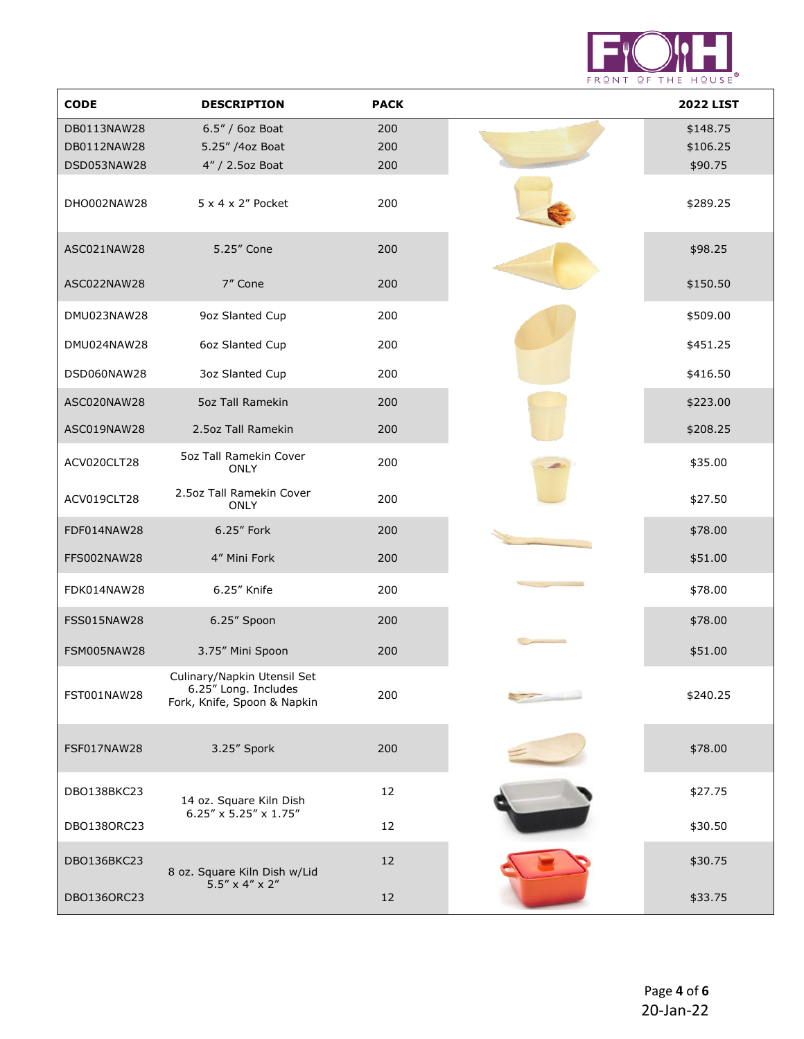| CODE | DESCRIPTION | PACK | | 2022 LIST |
|---|---|---|---|---|
| DB0113NAW28 | 6.5" / 6oz Boat | 200 | | $148.75 |
| DB0112NAW28 | 5.25" /4oz Boat | 200 | | $106.25 |
| DSD053NAW28 | 4" / 2.5oz Boat | 200 | | $90.75 |
| DHO002NAW28 | 5 x 4 x 2" Pocket | 200 | | $289.25 |
| ASC021NAW28 | 5.25" Cone | 200 | | $98.25 |
| ASC022NAW28 | 7" Cone | 200 | | $150.50 |
| DMU023NAW28 | 9oz Slanted Cup | 200 | | $509.00 |
| DMU024NAW28 | 6oz Slanted Cup | 200 | | $451.25 |
| DSD060NAW28 | 3oz Slanted Cup | 200 | | $416.50 |
| ASC020NAW28 | 5oz Tall Ramekin | 200 | | $223.00 |
| ASC019NAW28 | 2.5oz Tall Ramekin | 200 | | $208.25 |
| ACV020CLT28 | 5oz Tall Ramekin Cover ONLY | 200 | | $35.00 |
| ACV019CLT28 | 2.5oz Tall Ramekin Cover ONLY | 200 | | $27.50 |
| FDF014NAW28 | 6.25" Fork | 200 | | $78.00 |
| FFS002NAW28 | 4" Mini Fork | 200 | | $51.00 |
| FDK014NAW28 | 6.25" Knife | 200 | | $78.00 |
| FSS015NAW28 | 6.25" Spoon | 200 | | $78.00 |
| FSM005NAW28 | 3.75" Mini Spoon | 200 | | $51.00 |
| FST001NAW28 | Culinary/Napkin Utensil Set 6.25" Long. Includes Fork, Knife, Spoon & Napkin | 200 | | $240.25 |
| FSF017NAW28 | 3.25" Spork | 200 | | $78.00 |
| DBO138BKC23 | 14 oz. Square Kiln Dish 6.25" x 5.25" x 1.75" | 12 | | $27.75 |
| DBO138ORC23 | | 12 | | $30.50 |
| DBO136BKC23 | 8 oz. Square Kiln Dish w/Lid 5.5" x 4" x 2" | 12 | | $30.75 |
| DBO136ORC23 | | 12 | | $33.75 |

20-Jan-22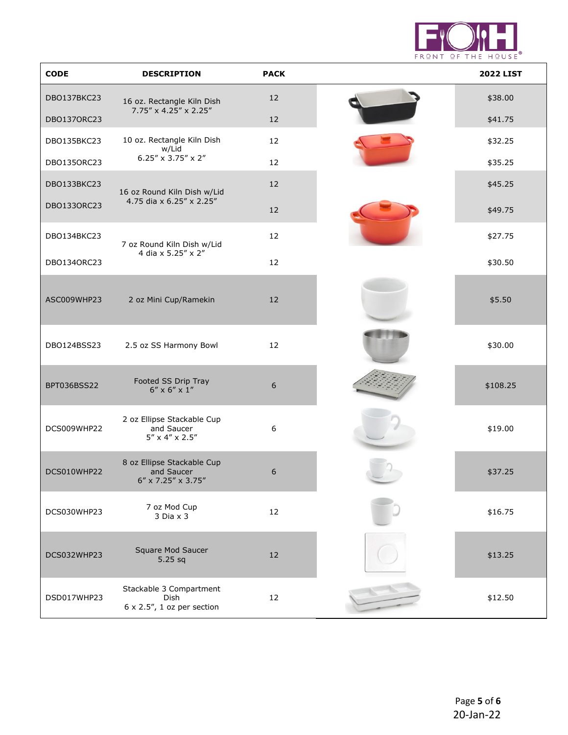| CODE | DESCRIPTION | PACK | 2022 LIST |
|---|---|---|---|
| DBO137BKC23 | 16 oz. Rectangle Kiln Dish 7.75" x 4.25" x 2.25" | 12 | $38.00 |
| DBO137ORC23 | | 12 | $41.75 |
| DBO135BKC23 | 10 oz. Rectangle Kiln Dish w/Lid 6.25" x 3.75" x 2" | 12 | $32.25 |
| DBO135ORC23 | | 12 | $35.25 |
| DBO133BKC23 | 16 oz Round Kiln Dish w/Lid 4.75 dia x 6.25" x 2.25" | 12 | $45.25 |
| DBO133ORC23 | | 12 | $49.75 |
| DBO134BKC23 | 7 oz Round Kiln Dish w/Lid 4 dia x 5.25" x 2" | 12 | $27.75 |
| DBO134ORC23 | | 12 | $30.50 |
| ASC009WHP23 | 2 oz Mini Cup/Ramekin | 12 | $5.50 |
| DBO124BSS23 | 2.5 oz SS Harmony Bowl | 12 | $30.00 |
| BPT036BSS22 | Footed SS Drip Tray 6" x 6" x 1" | 6 | $108.25 |
| DCS009WHP22 | 2 oz Ellipse Stackable Cup and Saucer 5" x 4" x 2.5" | 6 | $19.00 |
| DCS010WHP22 | 8 oz Ellipse Stackable Cup and Saucer 6" x 7.25" x 3.75" | 6 | $37.25 |
| DCS030WHP23 | 7 oz Mod Cup 3 Dia x 3 | 12 | $16.75 |
| DCS032WHP23 | Square Mod Saucer 5.25 sq | 12 | $13.25 |
| DSD017WHP23 | Stackable 3 Compartment Dish 6 x 2.5", 1 oz per section | 12 | $12.50 |

20-Jan-22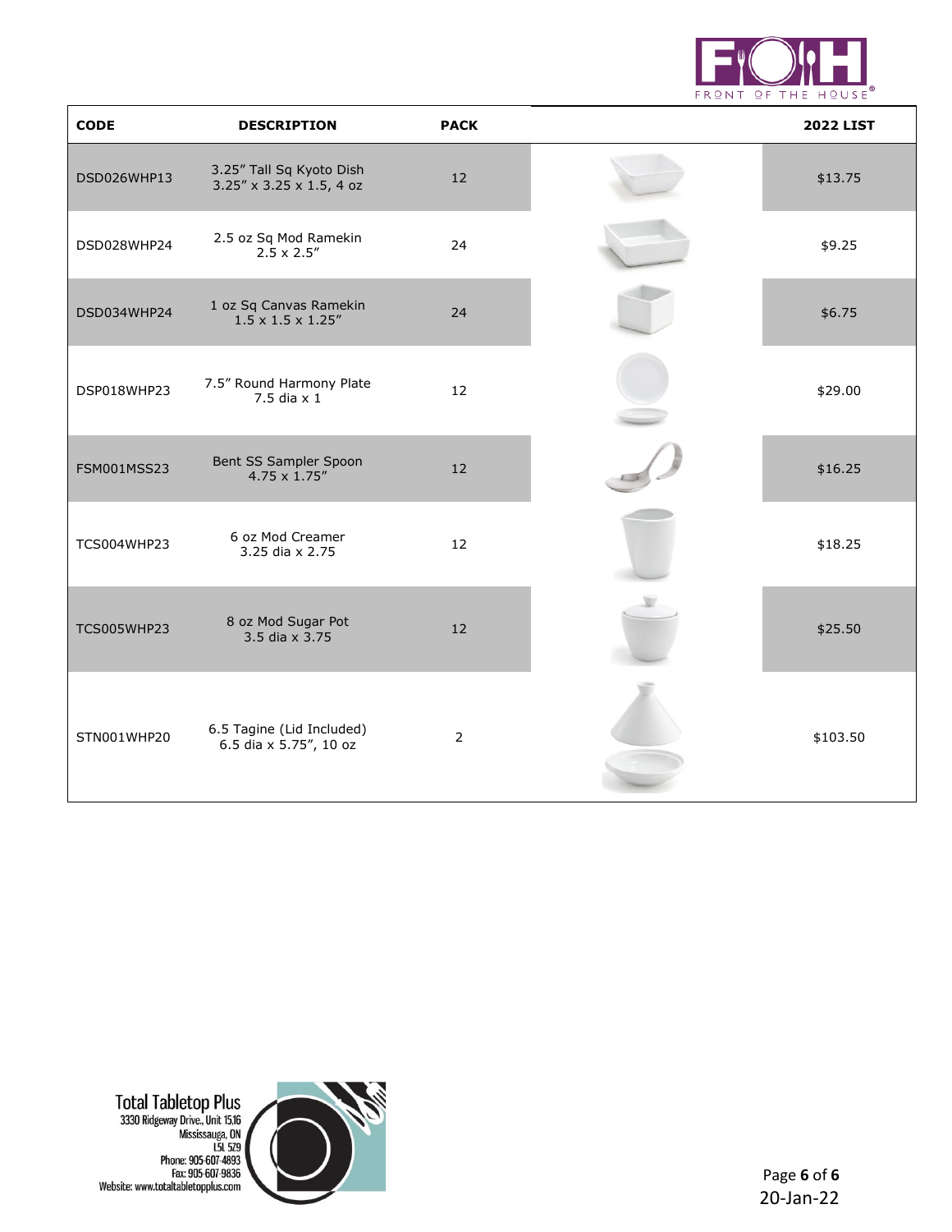| CODE | DESCRIPTION | PACK | | 2022 LIST |
|---|---|---|---|---|
| DSD026WHP13 | 3.25″ Tall Sq Kyoto Dish 3.25″ x 3.25 x 1.5, 4 oz | 12 | | $13.75 |
| DSD028WHP24 | 2.5 oz Sq Mod Ramekin 2.5 x 2.5″ | 24 | | $9.25 |
| DSD034WHP24 | 1 oz Sq Canvas Ramekin 1.5 x 1.5 x 1.25″ | 24 | | $6.75 |
| DSP018WHP23 | 7.5″ Round Harmony Plate 7.5 dia x 1 | 12 | | $29.00 |
| FSM001MSS23 | Bent SS Sampler Spoon 4.75 x 1.75″ | 12 | | $16.25 |
| TCS004WHP23 | 6 oz Mod Creamer 3.25 dia x 2.75 | 12 | | $18.25 |
| TCS005WHP23 | 8 oz Mod Sugar Pot 3.5 dia x 3.75 | 12 | | $25.50 |
| STN001WHP20 | 6.5 Tagine (Lid Included) 6.5 dia x 5.75″, 10 oz | 2 | | $103.50 |

Total Tabletop Plus
3330 Ridgeway Drive., Unit 15,16
Mississauga, ON
L5L 5Z9
Phone: 905-607-4893
Fax: 905-607-9836
Website: www.totaltabletopplus.com

20-Jan-22